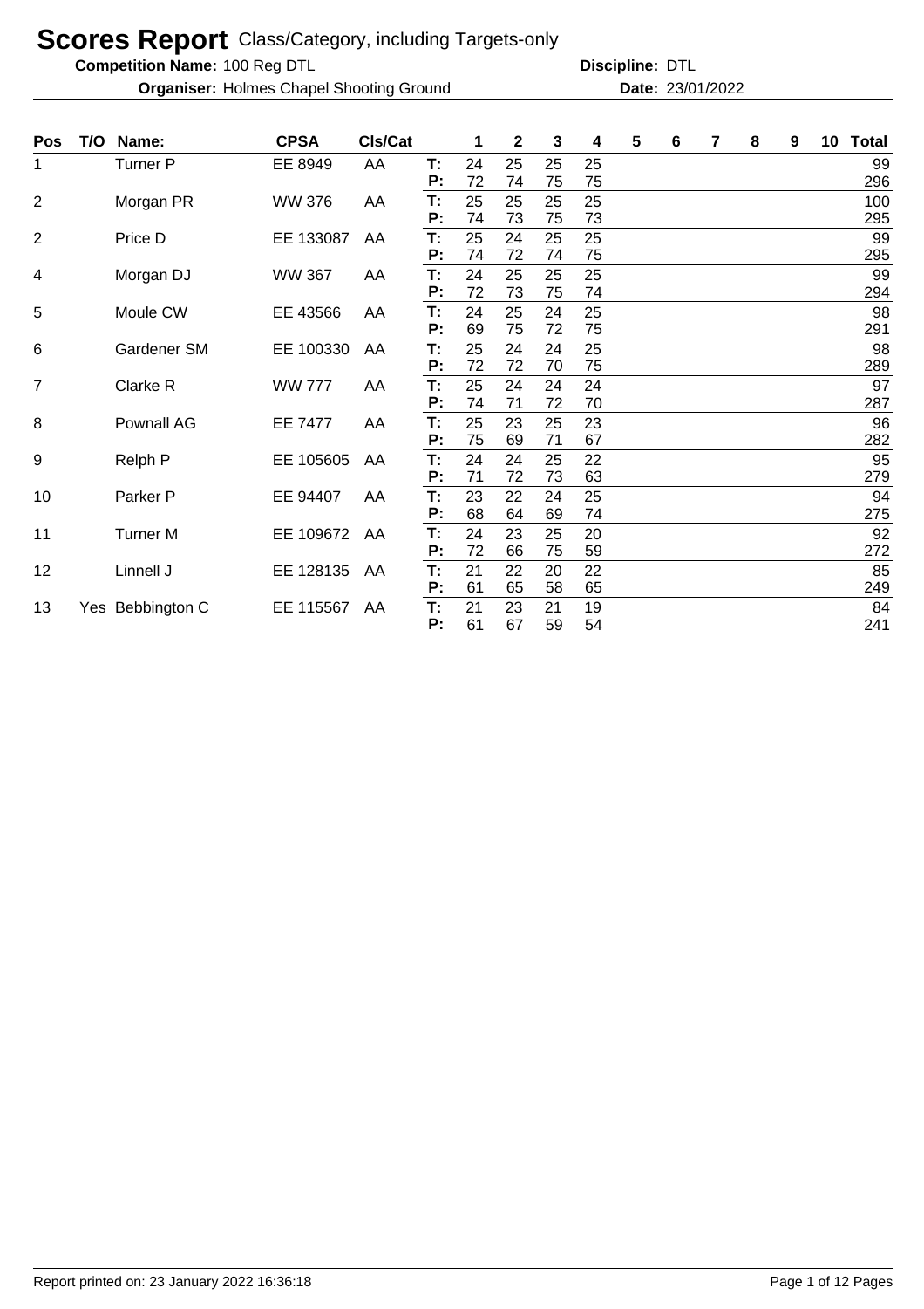# Scores Report Class/Category, including Targets-only

**Competition Name:** 100 Reg DTL  **Discipline:** DTL

**Organiser:** Holmes Chapel Shooting Ground  **Date:** 23/01/2022

| Pos | T/O | Name: | CPSA | Cls/Cat | | 1 | 2 | 3 | 4 | 5 | 6 | 7 | 8 | 9 | 10 | Total |
|---|---|---|---|---|---|---|---|---|---|---|---|---|---|---|---|---|
| 1 | | Turner P | EE 8949 | AA | T: | 24 | 25 | 25 | 25 | | | | | | | 99 |
| | | | | | P: | 72 | 74 | 75 | 75 | | | | | | | 296 |
| 2 | | Morgan PR | WW 376 | AA | T: | 25 | 25 | 25 | 25 | | | | | | | 100 |
| | | | | | P: | 74 | 73 | 75 | 73 | | | | | | | 295 |
| 2 | | Price D | EE 133087 | AA | T: | 25 | 24 | 25 | 25 | | | | | | | 99 |
| | | | | | P: | 74 | 72 | 74 | 75 | | | | | | | 295 |
| 4 | | Morgan DJ | WW 367 | AA | T: | 24 | 25 | 25 | 25 | | | | | | | 99 |
| | | | | | P: | 72 | 73 | 75 | 74 | | | | | | | 294 |
| 5 | | Moule CW | EE 43566 | AA | T: | 24 | 25 | 24 | 25 | | | | | | | 98 |
| | | | | | P: | 69 | 75 | 72 | 75 | | | | | | | 291 |
| 6 | | Gardener SM | EE 100330 | AA | T: | 25 | 24 | 24 | 25 | | | | | | | 98 |
| | | | | | P: | 72 | 72 | 70 | 75 | | | | | | | 289 |
| 7 | | Clarke R | WW 777 | AA | T: | 25 | 24 | 24 | 24 | | | | | | | 97 |
| | | | | | P: | 74 | 71 | 72 | 70 | | | | | | | 287 |
| 8 | | Pownall AG | EE 7477 | AA | T: | 25 | 23 | 25 | 23 | | | | | | | 96 |
| | | | | | P: | 75 | 69 | 71 | 67 | | | | | | | 282 |
| 9 | | Relph P | EE 105605 | AA | T: | 24 | 24 | 25 | 22 | | | | | | | 95 |
| | | | | | P: | 71 | 72 | 73 | 63 | | | | | | | 279 |
| 10 | | Parker P | EE 94407 | AA | T: | 23 | 22 | 24 | 25 | | | | | | | 94 |
| | | | | | P: | 68 | 64 | 69 | 74 | | | | | | | 275 |
| 11 | | Turner M | EE 109672 | AA | T: | 24 | 23 | 25 | 20 | | | | | | | 92 |
| | | | | | P: | 72 | 66 | 75 | 59 | | | | | | | 272 |
| 12 | | Linnell J | EE 128135 | AA | T: | 21 | 22 | 20 | 22 | | | | | | | 85 |
| | | | | | P: | 61 | 65 | 58 | 65 | | | | | | | 249 |
| 13 | Yes | Bebbington C | EE 115567 | AA | T: | 21 | 23 | 21 | 19 | | | | | | | 84 |
| | | | | | P: | 61 | 67 | 59 | 54 | | | | | | | 241 |

Report printed on: 23 January 2022 16:36:18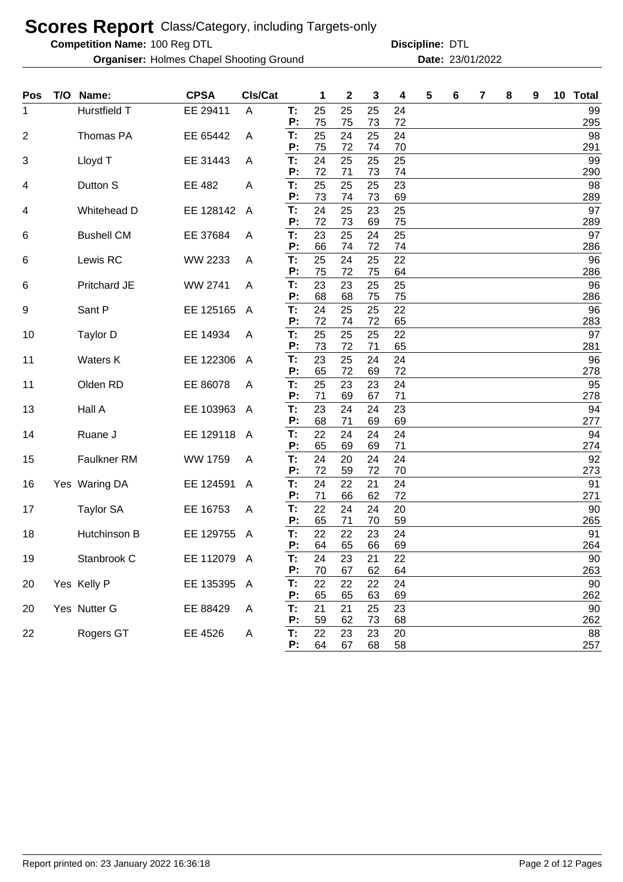# Scores Report Class/Category, including Targets-only

**Competition Name:** 100 Reg DTL **Discipline:** DTL

**Organiser:** Holmes Chapel Shooting Ground **Date:** 23/01/2022

| Pos | T/O | Name: | CPSA | Cls/Cat | | 1 | 2 | 3 | 4 | 5 | 6 | 7 | 8 | 9 | 10 | Total |
|---|---|---|---|---|---|---|---|---|---|---|---|---|---|---|---|---|
| 1 | | Hurstfield T | EE 29411 | A | T: | 25 | 25 | 25 | 24 | | | | | | | 99 |
| | | | | | P: | 75 | 75 | 73 | 72 | | | | | | | 295 |
| 2 | | Thomas PA | EE 65442 | A | T: | 25 | 24 | 25 | 24 | | | | | | | 98 |
| | | | | | P: | 75 | 72 | 74 | 70 | | | | | | | 291 |
| 3 | | Lloyd T | EE 31443 | A | T: | 24 | 25 | 25 | 25 | | | | | | | 99 |
| | | | | | P: | 72 | 71 | 73 | 74 | | | | | | | 290 |
| 4 | | Dutton S | EE 482 | A | T: | 25 | 25 | 25 | 23 | | | | | | | 98 |
| | | | | | P: | 73 | 74 | 73 | 69 | | | | | | | 289 |
| 4 | | Whitehead D | EE 128142 | A | T: | 24 | 25 | 23 | 25 | | | | | | | 97 |
| | | | | | P: | 72 | 73 | 69 | 75 | | | | | | | 289 |
| 6 | | Bushell CM | EE 37684 | A | T: | 23 | 25 | 24 | 25 | | | | | | | 97 |
| | | | | | P: | 66 | 74 | 72 | 74 | | | | | | | 286 |
| 6 | | Lewis RC | WW 2233 | A | T: | 25 | 24 | 25 | 22 | | | | | | | 96 |
| | | | | | P: | 75 | 72 | 75 | 64 | | | | | | | 286 |
| 6 | | Pritchard JE | WW 2741 | A | T: | 23 | 23 | 25 | 25 | | | | | | | 96 |
| | | | | | P: | 68 | 68 | 75 | 75 | | | | | | | 286 |
| 9 | | Sant P | EE 125165 | A | T: | 24 | 25 | 25 | 22 | | | | | | | 96 |
| | | | | | P: | 72 | 74 | 72 | 65 | | | | | | | 283 |
| 10 | | Taylor D | EE 14934 | A | T: | 25 | 25 | 25 | 22 | | | | | | | 97 |
| | | | | | P: | 73 | 72 | 71 | 65 | | | | | | | 281 |
| 11 | | Waters K | EE 122306 | A | T: | 23 | 25 | 24 | 24 | | | | | | | 96 |
| | | | | | P: | 65 | 72 | 69 | 72 | | | | | | | 278 |
| 11 | | Olden RD | EE 86078 | A | T: | 25 | 23 | 23 | 24 | | | | | | | 95 |
| | | | | | P: | 71 | 69 | 67 | 71 | | | | | | | 278 |
| 13 | | Hall A | EE 103963 | A | T: | 23 | 24 | 24 | 23 | | | | | | | 94 |
| | | | | | P: | 68 | 71 | 69 | 69 | | | | | | | 277 |
| 14 | | Ruane J | EE 129118 | A | T: | 22 | 24 | 24 | 24 | | | | | | | 94 |
| | | | | | P: | 65 | 69 | 69 | 71 | | | | | | | 274 |
| 15 | | Faulkner RM | WW 1759 | A | T: | 24 | 20 | 24 | 24 | | | | | | | 92 |
| | | | | | P: | 72 | 59 | 72 | 70 | | | | | | | 273 |
| 16 | Yes | Waring DA | EE 124591 | A | T: | 24 | 22 | 21 | 24 | | | | | | | 91 |
| | | | | | P: | 71 | 66 | 62 | 72 | | | | | | | 271 |
| 17 | | Taylor SA | EE 16753 | A | T: | 22 | 24 | 24 | 20 | | | | | | | 90 |
| | | | | | P: | 65 | 71 | 70 | 59 | | | | | | | 265 |
| 18 | | Hutchinson B | EE 129755 | A | T: | 22 | 22 | 23 | 24 | | | | | | | 91 |
| | | | | | P: | 64 | 65 | 66 | 69 | | | | | | | 264 |
| 19 | | Stanbrook C | EE 112079 | A | T: | 24 | 23 | 21 | 22 | | | | | | | 90 |
| | | | | | P: | 70 | 67 | 62 | 64 | | | | | | | 263 |
| 20 | Yes | Kelly P | EE 135395 | A | T: | 22 | 22 | 22 | 24 | | | | | | | 90 |
| | | | | | P: | 65 | 65 | 63 | 69 | | | | | | | 262 |
| 20 | Yes | Nutter G | EE 88429 | A | T: | 21 | 21 | 25 | 23 | | | | | | | 90 |
| | | | | | P: | 59 | 62 | 73 | 68 | | | | | | | 262 |
| 22 | | Rogers GT | EE 4526 | A | T: | 22 | 23 | 23 | 20 | | | | | | | 88 |
| | | | | | P: | 64 | 67 | 68 | 58 | | | | | | | 257 |

Report printed on: 23 January 2022 16:36:18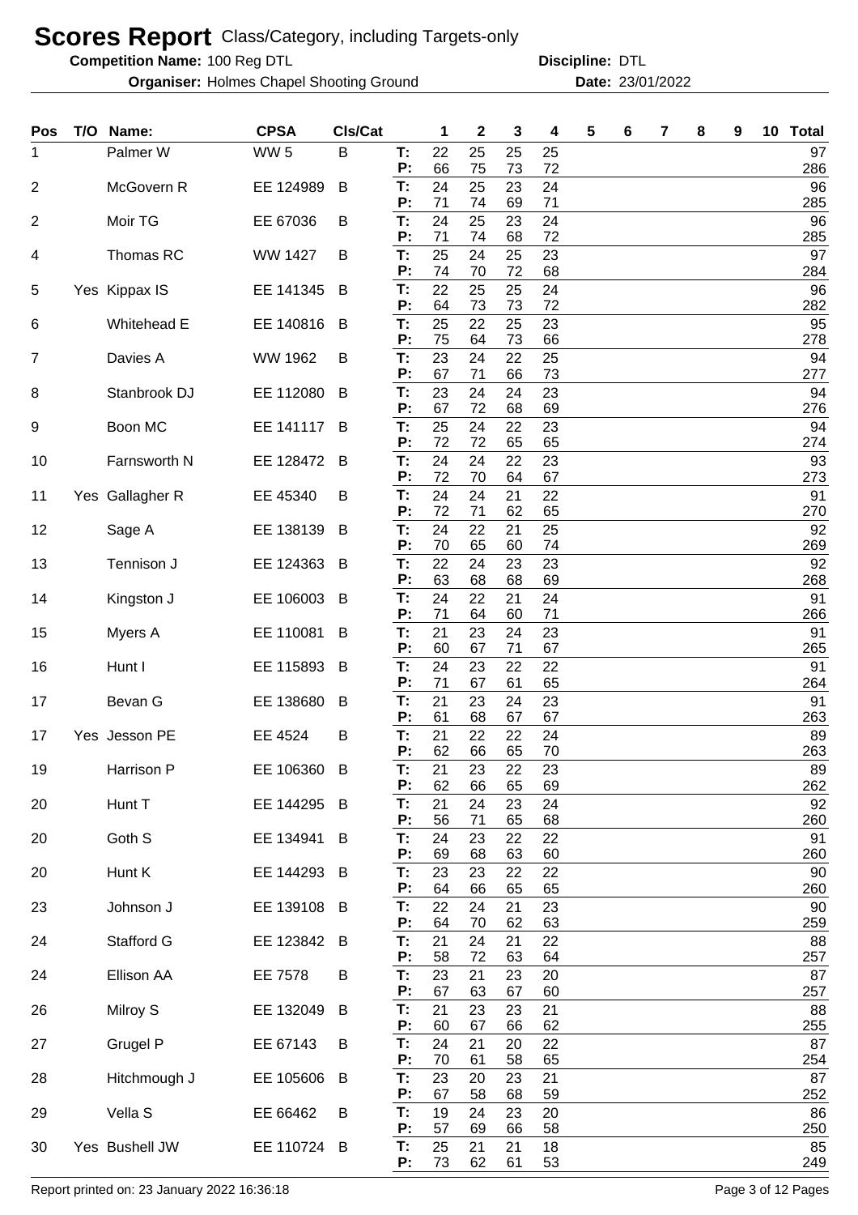# Scores Report Class/Category, including Targets-only

**Competition Name:** 100 Reg DTL **Discipline:** DTL

**Organiser:** Holmes Chapel Shooting Ground **Date:** 23/01/2022

| Pos | T/O | Name: | CPSA | Cls/Cat | | 1 | 2 | 3 | 4 | 5 | 6 | 7 | 8 | 9 | 10 | Total |
|---|---|---|---|---|---|---|---|---|---|---|---|---|---|---|---|---|
| 1 | | Palmer W | WW 5 | B | T: | 22 | 25 | 25 | 25 | | | | | | | 97 |
| | | | | | P: | 66 | 75 | 73 | 72 | | | | | | | 286 |
| 2 | | McGovern R | EE 124989 | B | T: | 24 | 25 | 23 | 24 | | | | | | | 96 |
| | | | | | P: | 71 | 74 | 69 | 71 | | | | | | | 285 |
| 2 | | Moir TG | EE 67036 | B | T: | 24 | 25 | 23 | 24 | | | | | | | 96 |
| | | | | | P: | 71 | 74 | 68 | 72 | | | | | | | 285 |
| 4 | | Thomas RC | WW 1427 | B | T: | 25 | 24 | 25 | 23 | | | | | | | 97 |
| | | | | | P: | 74 | 70 | 72 | 68 | | | | | | | 284 |
| 5 | Yes | Kippax IS | EE 141345 | B | T: | 22 | 25 | 25 | 24 | | | | | | | 96 |
| | | | | | P: | 64 | 73 | 73 | 72 | | | | | | | 282 |
| 6 | | Whitehead E | EE 140816 | B | T: | 25 | 22 | 25 | 23 | | | | | | | 95 |
| | | | | | P: | 75 | 64 | 73 | 66 | | | | | | | 278 |
| 7 | | Davies A | WW 1962 | B | T: | 23 | 24 | 22 | 25 | | | | | | | 94 |
| | | | | | P: | 67 | 71 | 66 | 73 | | | | | | | 277 |
| 8 | | Stanbrook DJ | EE 112080 | B | T: | 23 | 24 | 24 | 23 | | | | | | | 94 |
| | | | | | P: | 67 | 72 | 68 | 69 | | | | | | | 276 |
| 9 | | Boon MC | EE 141117 | B | T: | 25 | 24 | 22 | 23 | | | | | | | 94 |
| | | | | | P: | 72 | 72 | 65 | 65 | | | | | | | 274 |
| 10 | | Farnsworth N | EE 128472 | B | T: | 24 | 24 | 22 | 23 | | | | | | | 93 |
| | | | | | P: | 72 | 70 | 64 | 67 | | | | | | | 273 |
| 11 | Yes | Gallagher R | EE 45340 | B | T: | 24 | 24 | 21 | 22 | | | | | | | 91 |
| | | | | | P: | 72 | 71 | 62 | 65 | | | | | | | 270 |
| 12 | | Sage A | EE 138139 | B | T: | 24 | 22 | 21 | 25 | | | | | | | 92 |
| | | | | | P: | 70 | 65 | 60 | 74 | | | | | | | 269 |
| 13 | | Tennison J | EE 124363 | B | T: | 22 | 24 | 23 | 23 | | | | | | | 92 |
| | | | | | P: | 63 | 68 | 68 | 69 | | | | | | | 268 |
| 14 | | Kingston J | EE 106003 | B | T: | 24 | 22 | 21 | 24 | | | | | | | 91 |
| | | | | | P: | 71 | 64 | 60 | 71 | | | | | | | 266 |
| 15 | | Myers A | EE 110081 | B | T: | 21 | 23 | 24 | 23 | | | | | | | 91 |
| | | | | | P: | 60 | 67 | 71 | 67 | | | | | | | 265 |
| 16 | | Hunt I | EE 115893 | B | T: | 24 | 23 | 22 | 22 | | | | | | | 91 |
| | | | | | P: | 71 | 67 | 61 | 65 | | | | | | | 264 |
| 17 | | Bevan G | EE 138680 | B | T: | 21 | 23 | 24 | 23 | | | | | | | 91 |
| | | | | | P: | 61 | 68 | 67 | 67 | | | | | | | 263 |
| 17 | Yes | Jesson PE | EE 4524 | B | T: | 21 | 22 | 22 | 24 | | | | | | | 89 |
| | | | | | P: | 62 | 66 | 65 | 70 | | | | | | | 263 |
| 19 | | Harrison P | EE 106360 | B | T: | 21 | 23 | 22 | 23 | | | | | | | 89 |
| | | | | | P: | 62 | 66 | 65 | 69 | | | | | | | 262 |
| 20 | | Hunt T | EE 144295 | B | T: | 21 | 24 | 23 | 24 | | | | | | | 92 |
| | | | | | P: | 56 | 71 | 65 | 68 | | | | | | | 260 |
| 20 | | Goth S | EE 134941 | B | T: | 24 | 23 | 22 | 22 | | | | | | | 91 |
| | | | | | P: | 69 | 68 | 63 | 60 | | | | | | | 260 |
| 20 | | Hunt K | EE 144293 | B | T: | 23 | 23 | 22 | 22 | | | | | | | 90 |
| | | | | | P: | 64 | 66 | 65 | 65 | | | | | | | 260 |
| 23 | | Johnson J | EE 139108 | B | T: | 22 | 24 | 21 | 23 | | | | | | | 90 |
| | | | | | P: | 64 | 70 | 62 | 63 | | | | | | | 259 |
| 24 | | Stafford G | EE 123842 | B | T: | 21 | 24 | 21 | 22 | | | | | | | 88 |
| | | | | | P: | 58 | 72 | 63 | 64 | | | | | | | 257 |
| 24 | | Ellison AA | EE 7578 | B | T: | 23 | 21 | 23 | 20 | | | | | | | 87 |
| | | | | | P: | 67 | 63 | 67 | 60 | | | | | | | 257 |
| 26 | | Milroy S | EE 132049 | B | T: | 21 | 23 | 23 | 21 | | | | | | | 88 |
| | | | | | P: | 60 | 67 | 66 | 62 | | | | | | | 255 |
| 27 | | Grugel P | EE 67143 | B | T: | 24 | 21 | 20 | 22 | | | | | | | 87 |
| | | | | | P: | 70 | 61 | 58 | 65 | | | | | | | 254 |
| 28 | | Hitchmough J | EE 105606 | B | T: | 23 | 20 | 23 | 21 | | | | | | | 87 |
| | | | | | P: | 67 | 58 | 68 | 59 | | | | | | | 252 |
| 29 | | Vella S | EE 66462 | B | T: | 19 | 24 | 23 | 20 | | | | | | | 86 |
| | | | | | P: | 57 | 69 | 66 | 58 | | | | | | | 250 |
| 30 | Yes | Bushell JW | EE 110724 | B | T: | 25 | 21 | 21 | 18 | | | | | | | 85 |
| | | | | | P: | 73 | 62 | 61 | 53 | | | | | | | 249 |

Report printed on: 23 January 2022 16:36:18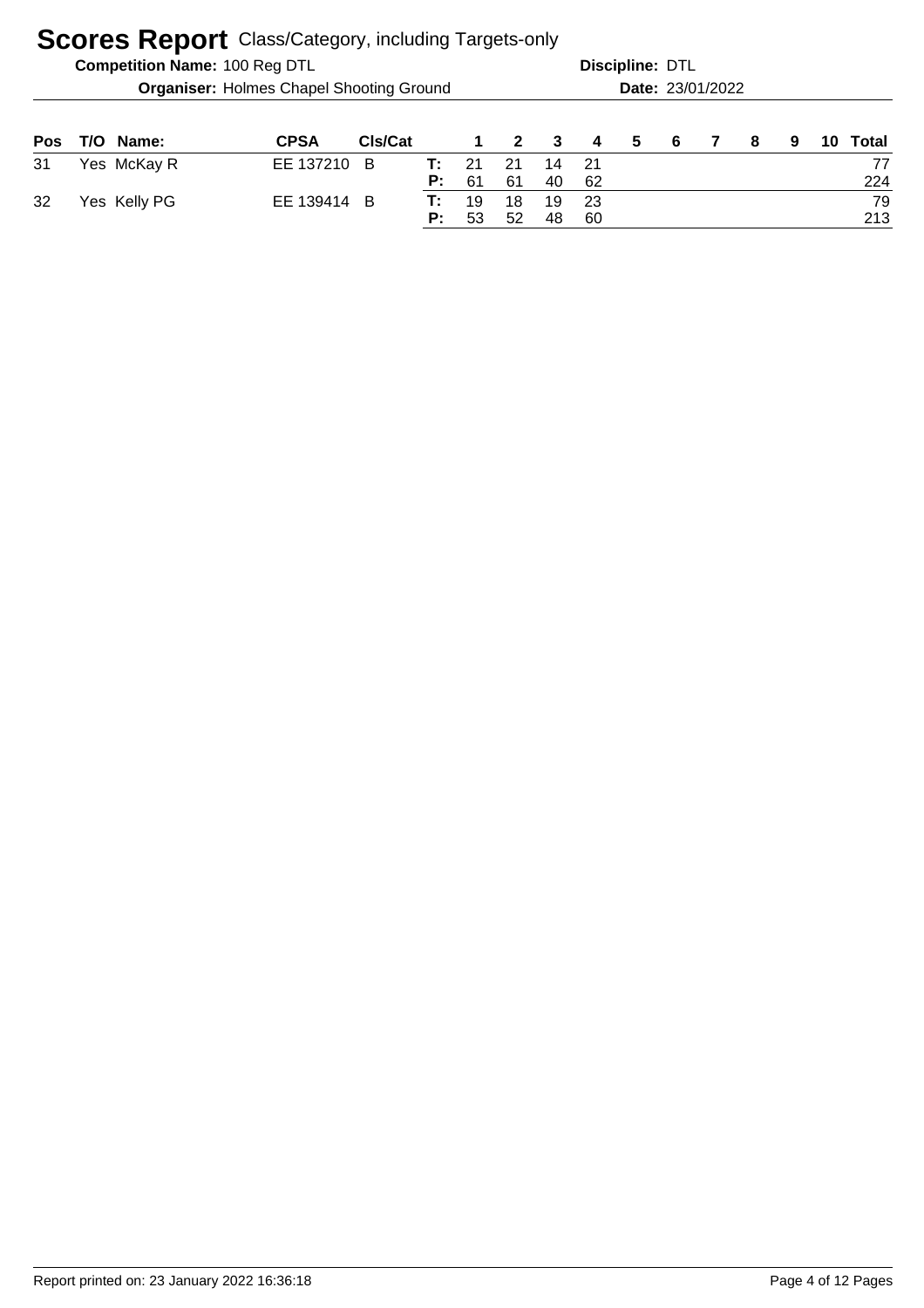# Scores Report Class/Category, including Targets-only

**Competition Name:** 100 Reg DTL

**Discipline:** DTL

**Organiser:** Holmes Chapel Shooting Ground

**Date:** 23/01/2022

| Pos | T/O | Name: | CPSA | Cls/Cat | | 1 | 2 | 3 | 4 | 5 | 6 | 7 | 8 | 9 | 10 | Total |
|---|---|---|---|---|---|---|---|---|---|---|---|---|---|---|---|---|
| 31 | Yes | McKay R | EE 137210 | B | T: | 21 | 21 | 14 | 21 | | | | | | | 77 |
| | | | | | P: | 61 | 61 | 40 | 62 | | | | | | | 224 |
| 32 | Yes | Kelly PG | EE 139414 | B | T: | 19 | 18 | 19 | 23 | | | | | | | 79 |
| | | | | | P: | 53 | 52 | 48 | 60 | | | | | | | 213 |

Report printed on: 23 January 2022 16:36:18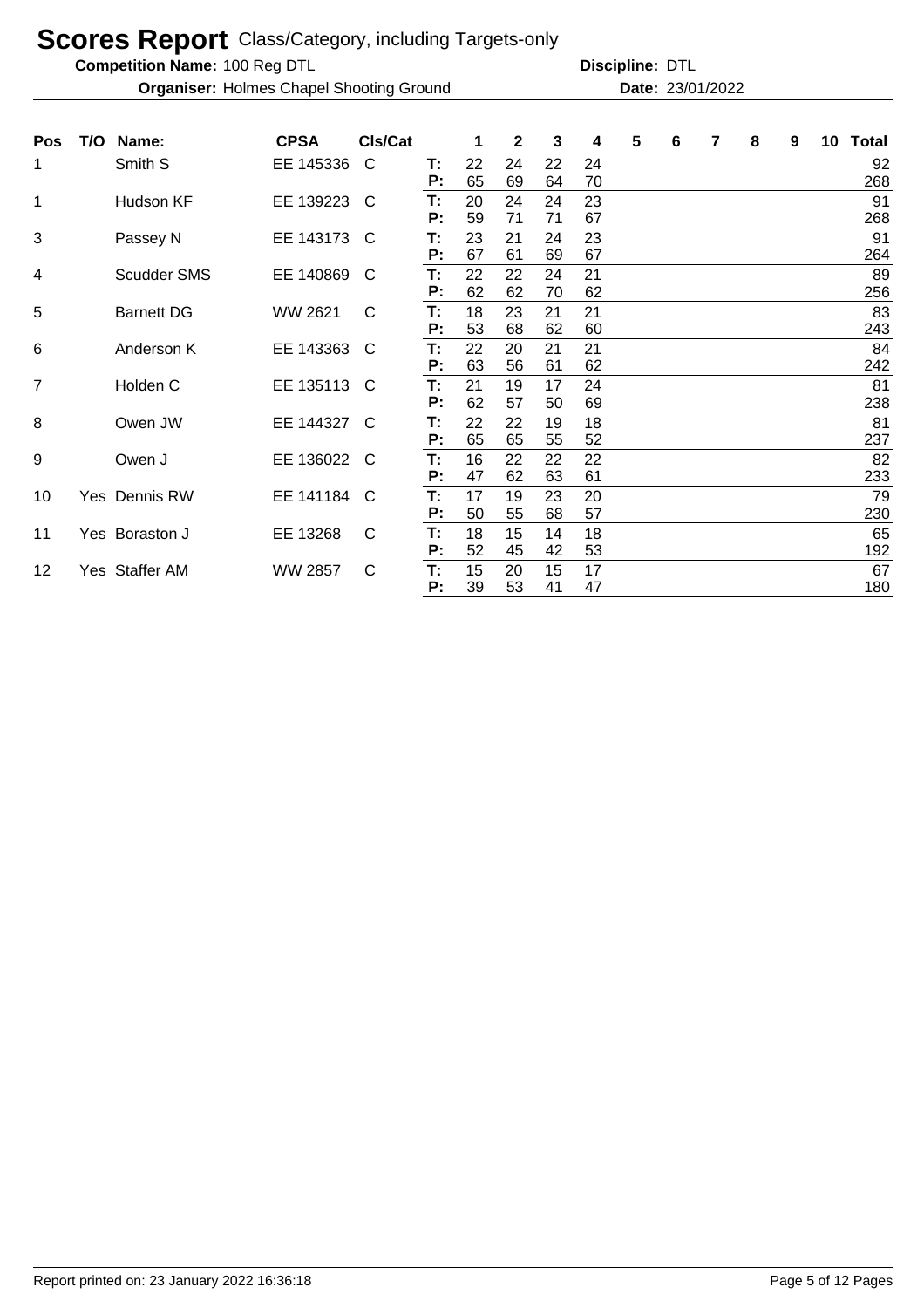# Scores Report Class/Category, including Targets-only

**Competition Name:** 100 Reg DTL **Discipline:** DTL

**Organiser:** Holmes Chapel Shooting Ground **Date:** 23/01/2022

| Pos | T/O | Name: | CPSA | Cls/Cat | | 1 | 2 | 3 | 4 | 5 | 6 | 7 | 8 | 9 | 10 | Total |
|---|---|---|---|---|---|---|---|---|---|---|---|---|---|---|---|---|
| 1 | | Smith S | EE 145336 | C | T: | 22 | 24 | 22 | 24 | | | | | | | 92 |
| | | | | | P: | 65 | 69 | 64 | 70 | | | | | | | 268 |
| 1 | | Hudson KF | EE 139223 | C | T: | 20 | 24 | 24 | 23 | | | | | | | 91 |
| | | | | | P: | 59 | 71 | 71 | 67 | | | | | | | 268 |
| 3 | | Passey N | EE 143173 | C | T: | 23 | 21 | 24 | 23 | | | | | | | 91 |
| | | | | | P: | 67 | 61 | 69 | 67 | | | | | | | 264 |
| 4 | | Scudder SMS | EE 140869 | C | T: | 22 | 22 | 24 | 21 | | | | | | | 89 |
| | | | | | P: | 62 | 62 | 70 | 62 | | | | | | | 256 |
| 5 | | Barnett DG | WW 2621 | C | T: | 18 | 23 | 21 | 21 | | | | | | | 83 |
| | | | | | P: | 53 | 68 | 62 | 60 | | | | | | | 243 |
| 6 | | Anderson K | EE 143363 | C | T: | 22 | 20 | 21 | 21 | | | | | | | 84 |
| | | | | | P: | 63 | 56 | 61 | 62 | | | | | | | 242 |
| 7 | | Holden C | EE 135113 | C | T: | 21 | 19 | 17 | 24 | | | | | | | 81 |
| | | | | | P: | 62 | 57 | 50 | 69 | | | | | | | 238 |
| 8 | | Owen JW | EE 144327 | C | T: | 22 | 22 | 19 | 18 | | | | | | | 81 |
| | | | | | P: | 65 | 65 | 55 | 52 | | | | | | | 237 |
| 9 | | Owen J | EE 136022 | C | T: | 16 | 22 | 22 | 22 | | | | | | | 82 |
| | | | | | P: | 47 | 62 | 63 | 61 | | | | | | | 233 |
| 10 | Yes | Dennis RW | EE 141184 | C | T: | 17 | 19 | 23 | 20 | | | | | | | 79 |
| | | | | | P: | 50 | 55 | 68 | 57 | | | | | | | 230 |
| 11 | Yes | Boraston J | EE 13268 | C | T: | 18 | 15 | 14 | 18 | | | | | | | 65 |
| | | | | | P: | 52 | 45 | 42 | 53 | | | | | | | 192 |
| 12 | Yes | Staffer AM | WW 2857 | C | T: | 15 | 20 | 15 | 17 | | | | | | | 67 |
| | | | | | P: | 39 | 53 | 41 | 47 | | | | | | | 180 |

Report printed on: 23 January 2022 16:36:18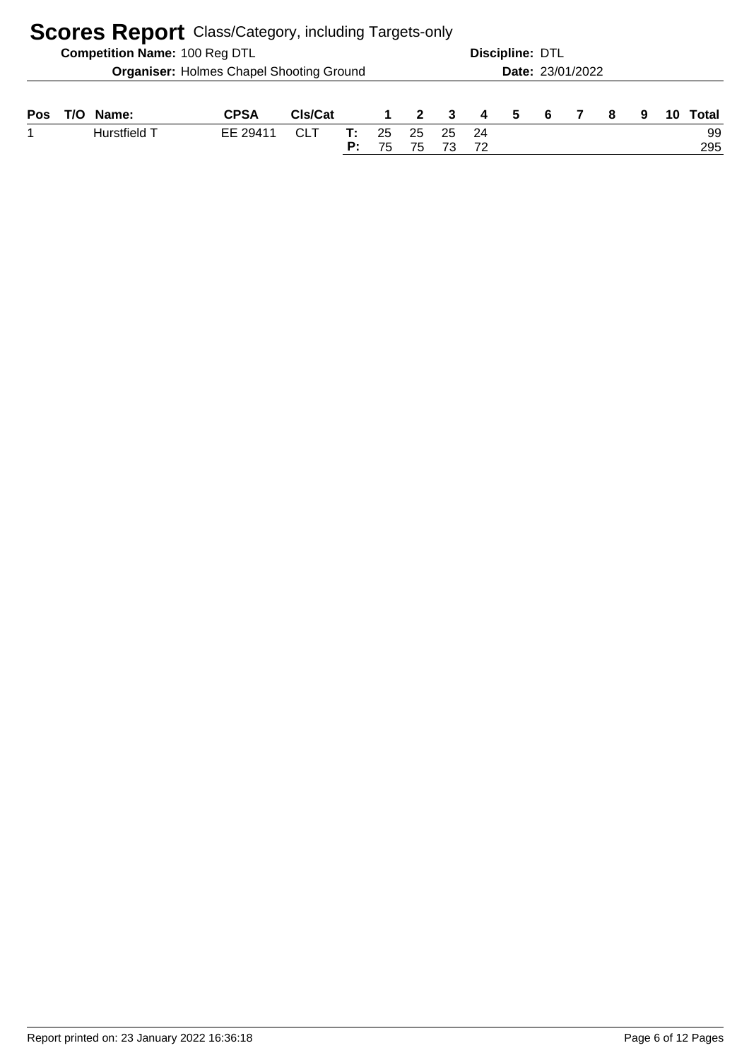# Scores Report Class/Category, including Targets-only

**Competition Name:** 100 Reg DTL **Discipline:** DTL

**Organiser:** Holmes Chapel Shooting Ground **Date:** 23/01/2022

| Pos | T/O | Name: | CPSA | Cls/Cat | | 1 | 2 | 3 | 4 | 5 | 6 | 7 | 8 | 9 | 10 | Total |
|---|---|---|---|---|---|---|---|---|---|---|---|---|---|---|---|---|
| 1 | | Hurstfield T | EE 29411 | CLT | T: | 25 | 25 | 25 | 24 | | | | | | | 99 |
| | | | | | P: | 75 | 75 | 73 | 72 | | | | | | | 295 |

Report printed on: 23 January 2022 16:36:18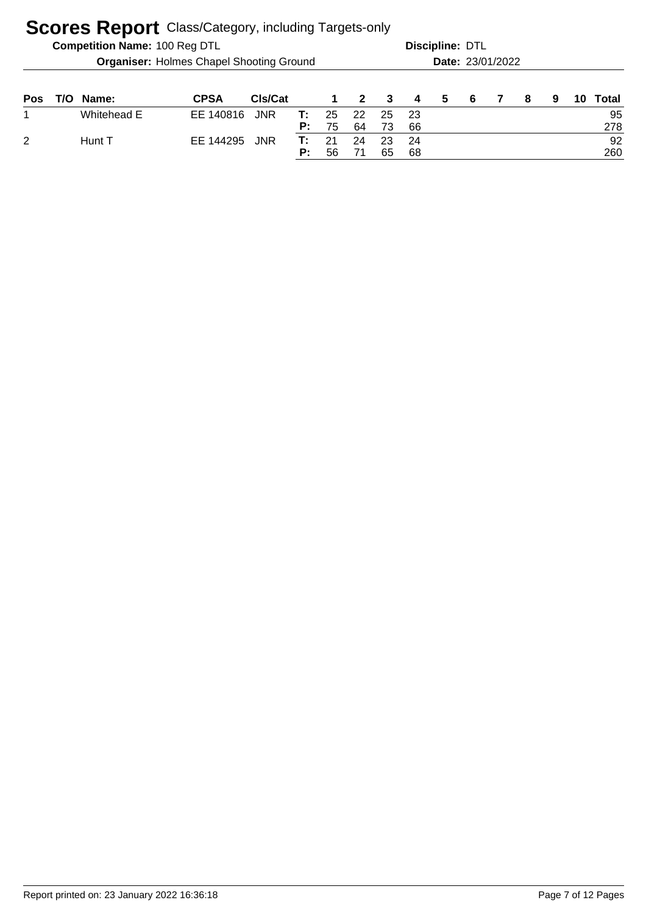# Scores Report Class/Category, including Targets-only

**Competition Name:** 100 Reg DTL

**Discipline:** DTL

**Organiser:** Holmes Chapel Shooting Ground

**Date:** 23/01/2022

| Pos | T/O | Name: | CPSA | Cls/Cat | | 1 | 2 | 3 | 4 | 5 | 6 | 7 | 8 | 9 | 10 | Total |
|---|---|---|---|---|---|---|---|---|---|---|---|---|---|---|---|---|
| 1 | | Whitehead E | EE 140816 | JNR | T: | 25 | 22 | 25 | 23 | | | | | | | 95 |
| | | | | | P: | 75 | 64 | 73 | 66 | | | | | | | 278 |
| 2 | | Hunt T | EE 144295 | JNR | T: | 21 | 24 | 23 | 24 | | | | | | | 92 |
| | | | | | P: | 56 | 71 | 65 | 68 | | | | | | | 260 |

Report printed on: 23 January 2022 16:36:18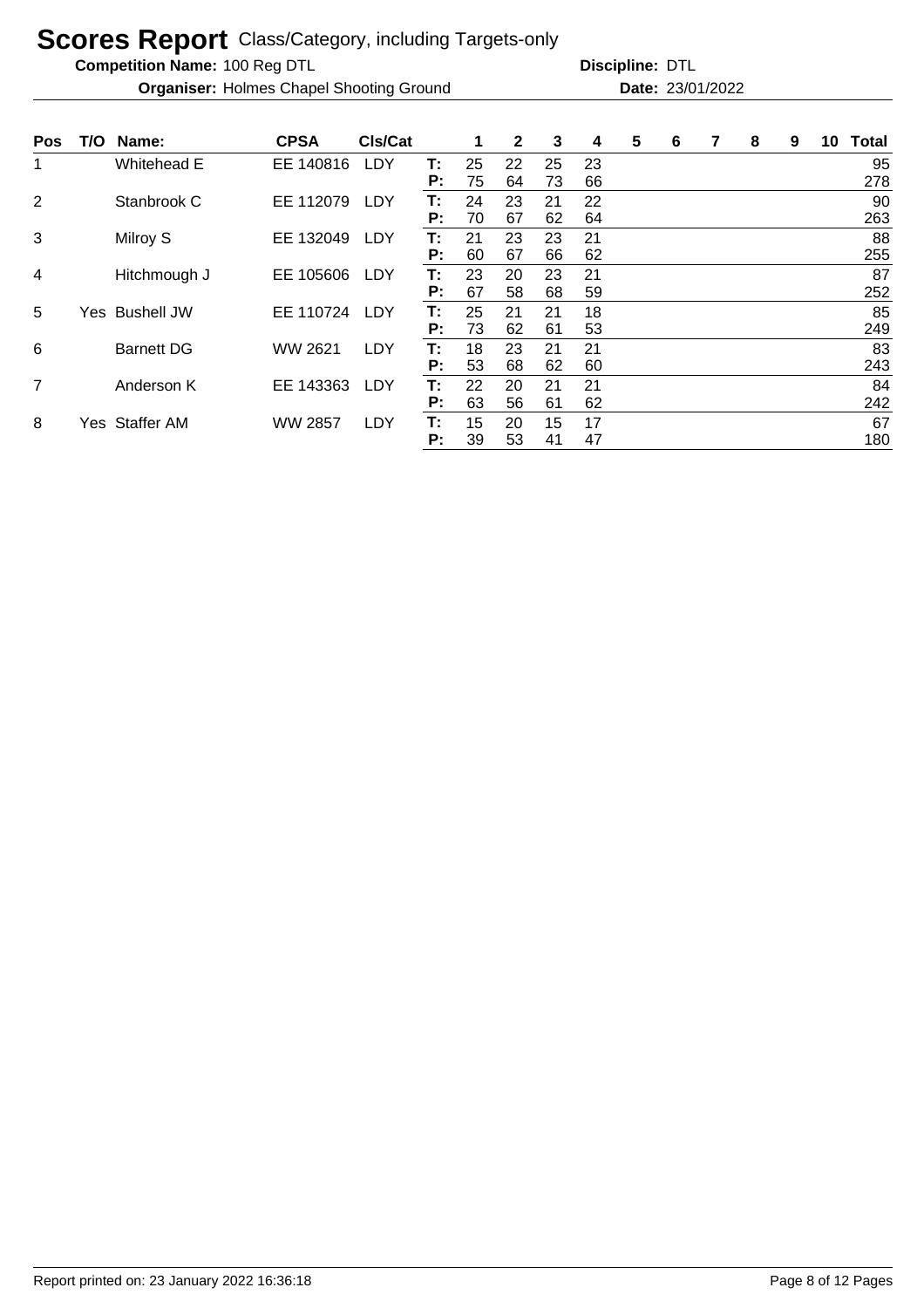# Scores Report Class/Category, including Targets-only

**Competition Name:** 100 Reg DTL **Discipline:** DTL

**Organiser:** Holmes Chapel Shooting Ground **Date:** 23/01/2022

| Pos | T/O | Name: | CPSA | Cls/Cat | | 1 | 2 | 3 | 4 | 5 | 6 | 7 | 8 | 9 | 10 | Total |
|---|---|---|---|---|---|---|---|---|---|---|---|---|---|---|---|---|
| 1 | | Whitehead E | EE 140816 | LDY | T: | 25 | 22 | 25 | 23 | | | | | | | 95 |
| | | | | | P: | 75 | 64 | 73 | 66 | | | | | | | 278 |
| 2 | | Stanbrook C | EE 112079 | LDY | T: | 24 | 23 | 21 | 22 | | | | | | | 90 |
| | | | | | P: | 70 | 67 | 62 | 64 | | | | | | | 263 |
| 3 | | Milroy S | EE 132049 | LDY | T: | 21 | 23 | 23 | 21 | | | | | | | 88 |
| | | | | | P: | 60 | 67 | 66 | 62 | | | | | | | 255 |
| 4 | | Hitchmough J | EE 105606 | LDY | T: | 23 | 20 | 23 | 21 | | | | | | | 87 |
| | | | | | P: | 67 | 58 | 68 | 59 | | | | | | | 252 |
| 5 | Yes | Bushell JW | EE 110724 | LDY | T: | 25 | 21 | 21 | 18 | | | | | | | 85 |
| | | | | | P: | 73 | 62 | 61 | 53 | | | | | | | 249 |
| 6 | | Barnett DG | WW 2621 | LDY | T: | 18 | 23 | 21 | 21 | | | | | | | 83 |
| | | | | | P: | 53 | 68 | 62 | 60 | | | | | | | 243 |
| 7 | | Anderson K | EE 143363 | LDY | T: | 22 | 20 | 21 | 21 | | | | | | | 84 |
| | | | | | P: | 63 | 56 | 61 | 62 | | | | | | | 242 |
| 8 | Yes | Staffer AM | WW 2857 | LDY | T: | 15 | 20 | 15 | 17 | | | | | | | 67 |
| | | | | | P: | 39 | 53 | 41 | 47 | | | | | | | 180 |

Report printed on: 23 January 2022 16:36:18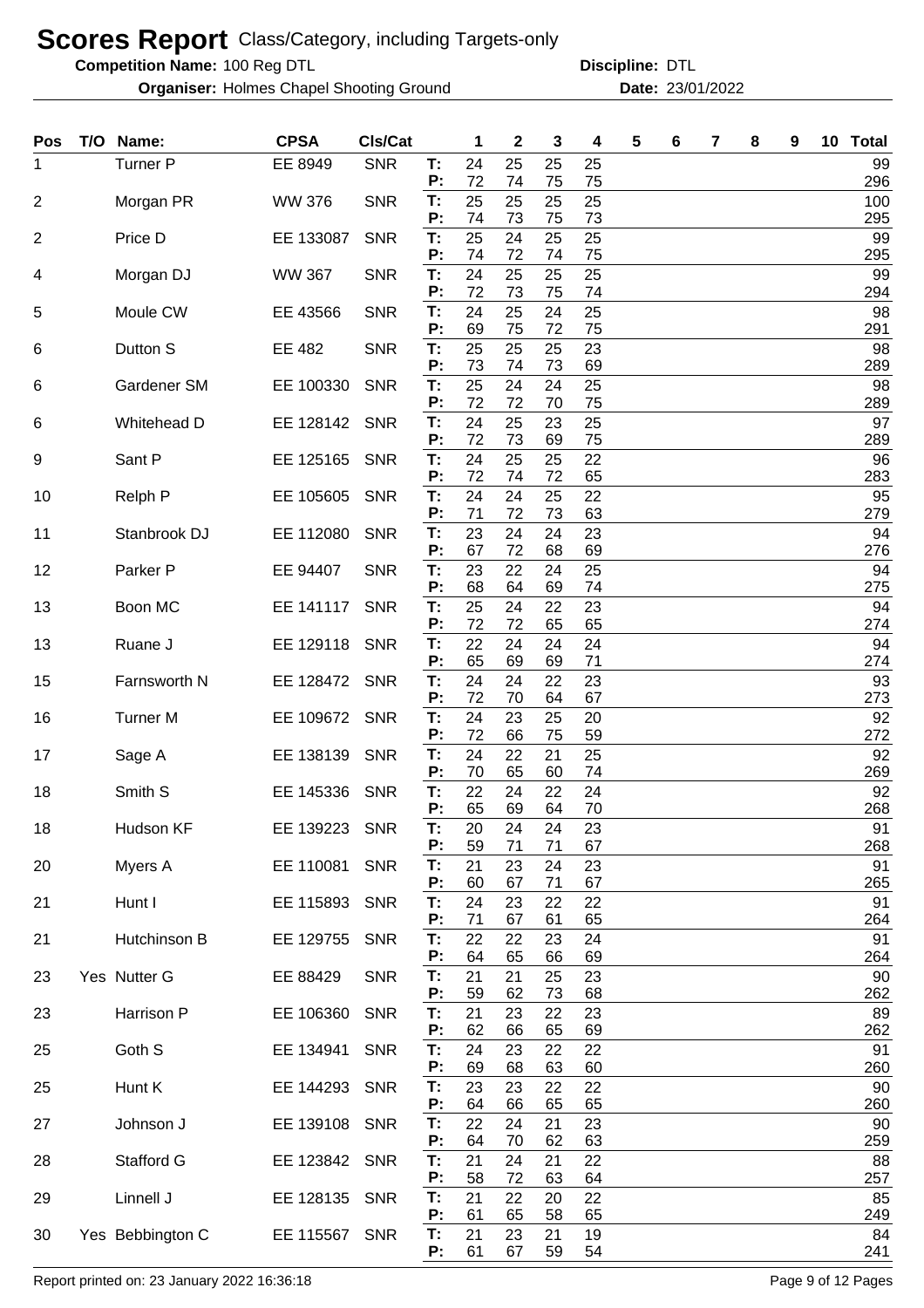# Scores Report Class/Category, including Targets-only

**Competition Name:** 100 Reg DTL **Discipline:** DTL

**Organiser:** Holmes Chapel Shooting Ground **Date:** 23/01/2022

| Pos | T/O | Name: | CPSA | Cls/Cat | | 1 | 2 | 3 | 4 | 5 | 6 | 7 | 8 | 9 | 10 | Total |
|---|---|---|---|---|---|---|---|---|---|---|---|---|---|---|---|---|
| 1 | | Turner P | EE 8949 | SNR | T: | 24 | 25 | 25 | 25 | | | | | | | 99 |
| | | | | | P: | 72 | 74 | 75 | 75 | | | | | | | 296 |
| 2 | | Morgan PR | WW 376 | SNR | T: | 25 | 25 | 25 | 25 | | | | | | | 100 |
| | | | | | P: | 74 | 73 | 75 | 73 | | | | | | | 295 |
| 2 | | Price D | EE 133087 | SNR | T: | 25 | 24 | 25 | 25 | | | | | | | 99 |
| | | | | | P: | 74 | 72 | 74 | 75 | | | | | | | 295 |
| 4 | | Morgan DJ | WW 367 | SNR | T: | 24 | 25 | 25 | 25 | | | | | | | 99 |
| | | | | | P: | 72 | 73 | 75 | 74 | | | | | | | 294 |
| 5 | | Moule CW | EE 43566 | SNR | T: | 24 | 25 | 24 | 25 | | | | | | | 98 |
| | | | | | P: | 69 | 75 | 72 | 75 | | | | | | | 291 |
| 6 | | Dutton S | EE 482 | SNR | T: | 25 | 25 | 25 | 23 | | | | | | | 98 |
| | | | | | P: | 73 | 74 | 73 | 69 | | | | | | | 289 |
| 6 | | Gardener SM | EE 100330 | SNR | T: | 25 | 24 | 24 | 25 | | | | | | | 98 |
| | | | | | P: | 72 | 72 | 70 | 75 | | | | | | | 289 |
| 6 | | Whitehead D | EE 128142 | SNR | T: | 24 | 25 | 23 | 25 | | | | | | | 97 |
| | | | | | P: | 72 | 73 | 69 | 75 | | | | | | | 289 |
| 9 | | Sant P | EE 125165 | SNR | T: | 24 | 25 | 25 | 22 | | | | | | | 96 |
| | | | | | P: | 72 | 74 | 72 | 65 | | | | | | | 283 |
| 10 | | Relph P | EE 105605 | SNR | T: | 24 | 24 | 25 | 22 | | | | | | | 95 |
| | | | | | P: | 71 | 72 | 73 | 63 | | | | | | | 279 |
| 11 | | Stanbrook DJ | EE 112080 | SNR | T: | 23 | 24 | 24 | 23 | | | | | | | 94 |
| | | | | | P: | 67 | 72 | 68 | 69 | | | | | | | 276 |
| 12 | | Parker P | EE 94407 | SNR | T: | 23 | 22 | 24 | 25 | | | | | | | 94 |
| | | | | | P: | 68 | 64 | 69 | 74 | | | | | | | 275 |
| 13 | | Boon MC | EE 141117 | SNR | T: | 25 | 24 | 22 | 23 | | | | | | | 94 |
| | | | | | P: | 72 | 72 | 65 | 65 | | | | | | | 274 |
| 13 | | Ruane J | EE 129118 | SNR | T: | 22 | 24 | 24 | 24 | | | | | | | 94 |
| | | | | | P: | 65 | 69 | 69 | 71 | | | | | | | 274 |
| 15 | | Farnsworth N | EE 128472 | SNR | T: | 24 | 24 | 22 | 23 | | | | | | | 93 |
| | | | | | P: | 72 | 70 | 64 | 67 | | | | | | | 273 |
| 16 | | Turner M | EE 109672 | SNR | T: | 24 | 23 | 25 | 20 | | | | | | | 92 |
| | | | | | P: | 72 | 66 | 75 | 59 | | | | | | | 272 |
| 17 | | Sage A | EE 138139 | SNR | T: | 24 | 22 | 21 | 25 | | | | | | | 92 |
| | | | | | P: | 70 | 65 | 60 | 74 | | | | | | | 269 |
| 18 | | Smith S | EE 145336 | SNR | T: | 22 | 24 | 22 | 24 | | | | | | | 92 |
| | | | | | P: | 65 | 69 | 64 | 70 | | | | | | | 268 |
| 18 | | Hudson KF | EE 139223 | SNR | T: | 20 | 24 | 24 | 23 | | | | | | | 91 |
| | | | | | P: | 59 | 71 | 71 | 67 | | | | | | | 268 |
| 20 | | Myers A | EE 110081 | SNR | T: | 21 | 23 | 24 | 23 | | | | | | | 91 |
| | | | | | P: | 60 | 67 | 71 | 67 | | | | | | | 265 |
| 21 | | Hunt I | EE 115893 | SNR | T: | 24 | 23 | 22 | 22 | | | | | | | 91 |
| | | | | | P: | 71 | 67 | 61 | 65 | | | | | | | 264 |
| 21 | | Hutchinson B | EE 129755 | SNR | T: | 22 | 22 | 23 | 24 | | | | | | | 91 |
| | | | | | P: | 64 | 65 | 66 | 69 | | | | | | | 264 |
| 23 | Yes | Nutter G | EE 88429 | SNR | T: | 21 | 21 | 25 | 23 | | | | | | | 90 |
| | | | | | P: | 59 | 62 | 73 | 68 | | | | | | | 262 |
| 23 | | Harrison P | EE 106360 | SNR | T: | 21 | 23 | 22 | 23 | | | | | | | 89 |
| | | | | | P: | 62 | 66 | 65 | 69 | | | | | | | 262 |
| 25 | | Goth S | EE 134941 | SNR | T: | 24 | 23 | 22 | 22 | | | | | | | 91 |
| | | | | | P: | 69 | 68 | 63 | 60 | | | | | | | 260 |
| 25 | | Hunt K | EE 144293 | SNR | T: | 23 | 23 | 22 | 22 | | | | | | | 90 |
| | | | | | P: | 64 | 66 | 65 | 65 | | | | | | | 260 |
| 27 | | Johnson J | EE 139108 | SNR | T: | 22 | 24 | 21 | 23 | | | | | | | 90 |
| | | | | | P: | 64 | 70 | 62 | 63 | | | | | | | 259 |
| 28 | | Stafford G | EE 123842 | SNR | T: | 21 | 24 | 21 | 22 | | | | | | | 88 |
| | | | | | P: | 58 | 72 | 63 | 64 | | | | | | | 257 |
| 29 | | Linnell J | EE 128135 | SNR | T: | 21 | 22 | 20 | 22 | | | | | | | 85 |
| | | | | | P: | 61 | 65 | 58 | 65 | | | | | | | 249 |
| 30 | Yes | Bebbington C | EE 115567 | SNR | T: | 21 | 23 | 21 | 19 | | | | | | | 84 |
| | | | | | P: | 61 | 67 | 59 | 54 | | | | | | | 241 |

Report printed on: 23 January 2022 16:36:18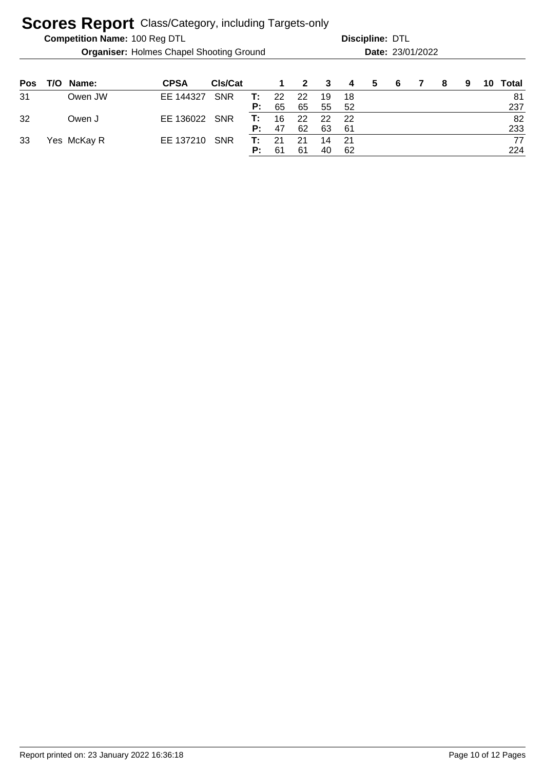# Scores Report Class/Category, including Targets-only

**Competition Name:** 100 Reg DTL  **Discipline:** DTL

**Organiser:** Holmes Chapel Shooting Ground  **Date:** 23/01/2022

| Pos | T/O | Name: | CPSA | Cls/Cat | | 1 | 2 | 3 | 4 | 5 | 6 | 7 | 8 | 9 | 10 | Total |
|---|---|---|---|---|---|---|---|---|---|---|---|---|---|---|---|---|
| 31 | | Owen JW | EE 144327 | SNR | **T:** | 22 | 22 | 19 | 18 | | | | | | | 81 |
| | | | | | **P:** | 65 | 65 | 55 | 52 | | | | | | | 237 |
| 32 | | Owen J | EE 136022 | SNR | **T:** | 16 | 22 | 22 | 22 | | | | | | | 82 |
| | | | | | **P:** | 47 | 62 | 63 | 61 | | | | | | | 233 |
| 33 | Yes | McKay R | EE 137210 | SNR | **T:** | 21 | 21 | 14 | 21 | | | | | | | 77 |
| | | | | | **P:** | 61 | 61 | 40 | 62 | | | | | | | 224 |

Report printed on: 23 January 2022 16:36:18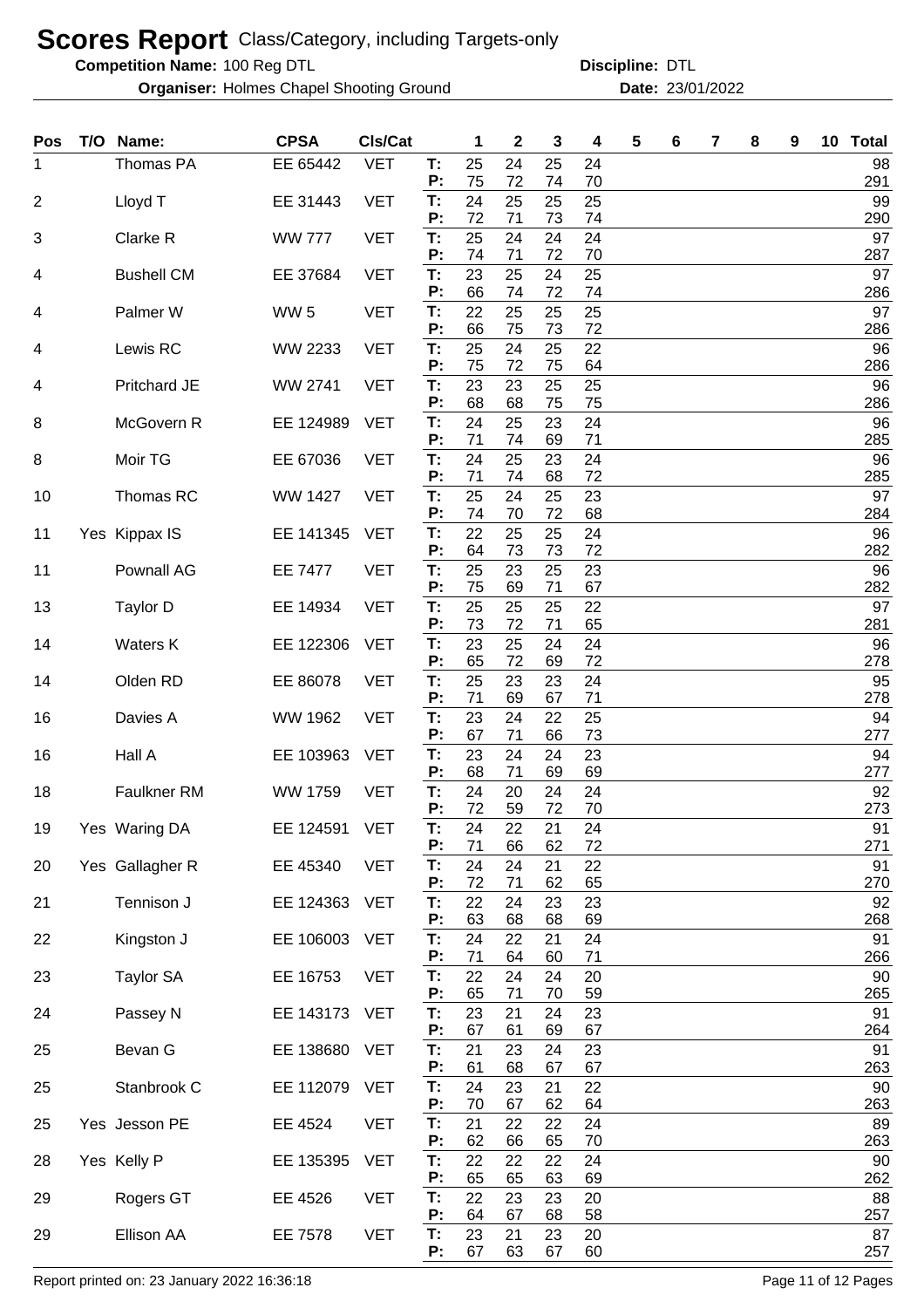# Scores Report Class/Category, including Targets-only

**Competition Name:** 100 Reg DTL **Discipline:** DTL

**Organiser:** Holmes Chapel Shooting Ground **Date:** 23/01/2022

| Pos | T/O | Name: | CPSA | Cls/Cat | | 1 | 2 | 3 | 4 | 5 | 6 | 7 | 8 | 9 | 10 | Total |
|---|---|---|---|---|---|---|---|---|---|---|---|---|---|---|---|---|
| 1 | | Thomas PA | EE 65442 | VET | T: | 25 | 24 | 25 | 24 | | | | | | | 98 |
| | | | | | P: | 75 | 72 | 74 | 70 | | | | | | | 291 |
| 2 | | Lloyd T | EE 31443 | VET | T: | 24 | 25 | 25 | 25 | | | | | | | 99 |
| | | | | | P: | 72 | 71 | 73 | 74 | | | | | | | 290 |
| 3 | | Clarke R | WW 777 | VET | T: | 25 | 24 | 24 | 24 | | | | | | | 97 |
| | | | | | P: | 74 | 71 | 72 | 70 | | | | | | | 287 |
| 4 | | Bushell CM | EE 37684 | VET | T: | 23 | 25 | 24 | 25 | | | | | | | 97 |
| | | | | | P: | 66 | 74 | 72 | 74 | | | | | | | 286 |
| 4 | | Palmer W | WW 5 | VET | T: | 22 | 25 | 25 | 25 | | | | | | | 97 |
| | | | | | P: | 66 | 75 | 73 | 72 | | | | | | | 286 |
| 4 | | Lewis RC | WW 2233 | VET | T: | 25 | 24 | 25 | 22 | | | | | | | 96 |
| | | | | | P: | 75 | 72 | 75 | 64 | | | | | | | 286 |
| 4 | | Pritchard JE | WW 2741 | VET | T: | 23 | 23 | 25 | 25 | | | | | | | 96 |
| | | | | | P: | 68 | 68 | 75 | 75 | | | | | | | 286 |
| 8 | | McGovern R | EE 124989 | VET | T: | 24 | 25 | 23 | 24 | | | | | | | 96 |
| | | | | | P: | 71 | 74 | 69 | 71 | | | | | | | 285 |
| 8 | | Moir TG | EE 67036 | VET | T: | 24 | 25 | 23 | 24 | | | | | | | 96 |
| | | | | | P: | 71 | 74 | 68 | 72 | | | | | | | 285 |
| 10 | | Thomas RC | WW 1427 | VET | T: | 25 | 24 | 25 | 23 | | | | | | | 97 |
| | | | | | P: | 74 | 70 | 72 | 68 | | | | | | | 284 |
| 11 | Yes | Kippax IS | EE 141345 | VET | T: | 22 | 25 | 25 | 24 | | | | | | | 96 |
| | | | | | P: | 64 | 73 | 73 | 72 | | | | | | | 282 |
| 11 | | Pownall AG | EE 7477 | VET | T: | 25 | 23 | 25 | 23 | | | | | | | 96 |
| | | | | | P: | 75 | 69 | 71 | 67 | | | | | | | 282 |
| 13 | | Taylor D | EE 14934 | VET | T: | 25 | 25 | 25 | 22 | | | | | | | 97 |
| | | | | | P: | 73 | 72 | 71 | 65 | | | | | | | 281 |
| 14 | | Waters K | EE 122306 | VET | T: | 23 | 25 | 24 | 24 | | | | | | | 96 |
| | | | | | P: | 65 | 72 | 69 | 72 | | | | | | | 278 |
| 14 | | Olden RD | EE 86078 | VET | T: | 25 | 23 | 23 | 24 | | | | | | | 95 |
| | | | | | P: | 71 | 69 | 67 | 71 | | | | | | | 278 |
| 16 | | Davies A | WW 1962 | VET | T: | 23 | 24 | 22 | 25 | | | | | | | 94 |
| | | | | | P: | 67 | 71 | 66 | 73 | | | | | | | 277 |
| 16 | | Hall A | EE 103963 | VET | T: | 23 | 24 | 24 | 23 | | | | | | | 94 |
| | | | | | P: | 68 | 71 | 69 | 69 | | | | | | | 277 |
| 18 | | Faulkner RM | WW 1759 | VET | T: | 24 | 20 | 24 | 24 | | | | | | | 92 |
| | | | | | P: | 72 | 59 | 72 | 70 | | | | | | | 273 |
| 19 | Yes | Waring DA | EE 124591 | VET | T: | 24 | 22 | 21 | 24 | | | | | | | 91 |
| | | | | | P: | 71 | 66 | 62 | 72 | | | | | | | 271 |
| 20 | Yes | Gallagher R | EE 45340 | VET | T: | 24 | 24 | 21 | 22 | | | | | | | 91 |
| | | | | | P: | 72 | 71 | 62 | 65 | | | | | | | 270 |
| 21 | | Tennison J | EE 124363 | VET | T: | 22 | 24 | 23 | 23 | | | | | | | 92 |
| | | | | | P: | 63 | 68 | 68 | 69 | | | | | | | 268 |
| 22 | | Kingston J | EE 106003 | VET | T: | 24 | 22 | 21 | 24 | | | | | | | 91 |
| | | | | | P: | 71 | 64 | 60 | 71 | | | | | | | 266 |
| 23 | | Taylor SA | EE 16753 | VET | T: | 22 | 24 | 24 | 20 | | | | | | | 90 |
| | | | | | P: | 65 | 71 | 70 | 59 | | | | | | | 265 |
| 24 | | Passey N | EE 143173 | VET | T: | 23 | 21 | 24 | 23 | | | | | | | 91 |
| | | | | | P: | 67 | 61 | 69 | 67 | | | | | | | 264 |
| 25 | | Bevan G | EE 138680 | VET | T: | 21 | 23 | 24 | 23 | | | | | | | 91 |
| | | | | | P: | 61 | 68 | 67 | 67 | | | | | | | 263 |
| 25 | | Stanbrook C | EE 112079 | VET | T: | 24 | 23 | 21 | 22 | | | | | | | 90 |
| | | | | | P: | 70 | 67 | 62 | 64 | | | | | | | 263 |
| 25 | Yes | Jesson PE | EE 4524 | VET | T: | 21 | 22 | 22 | 24 | | | | | | | 89 |
| | | | | | P: | 62 | 66 | 65 | 70 | | | | | | | 263 |
| 28 | Yes | Kelly P | EE 135395 | VET | T: | 22 | 22 | 22 | 24 | | | | | | | 90 |
| | | | | | P: | 65 | 65 | 63 | 69 | | | | | | | 262 |
| 29 | | Rogers GT | EE 4526 | VET | T: | 22 | 23 | 23 | 20 | | | | | | | 88 |
| | | | | | P: | 64 | 67 | 68 | 58 | | | | | | | 257 |
| 29 | | Ellison AA | EE 7578 | VET | T: | 23 | 21 | 23 | 20 | | | | | | | 87 |
| | | | | | P: | 67 | 63 | 67 | 60 | | | | | | | 257 |

Report printed on: 23 January 2022 16:36:18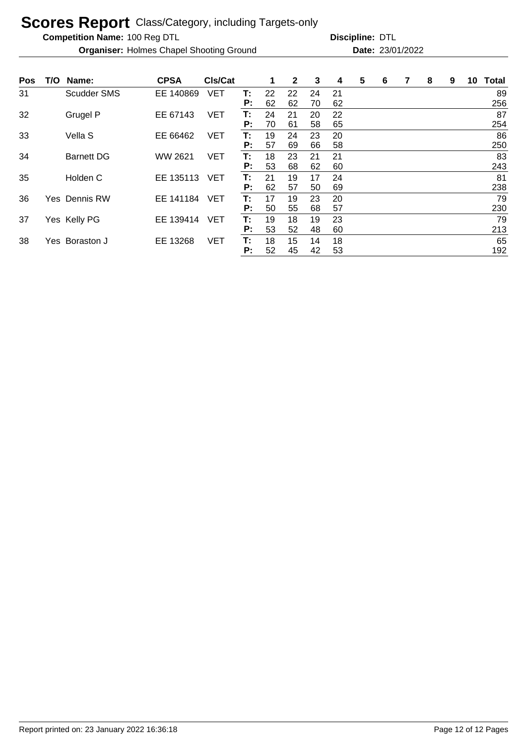# Scores Report Class/Category, including Targets-only

**Competition Name:** 100 Reg DTL **Discipline:** DTL

**Organiser:** Holmes Chapel Shooting Ground **Date:** 23/01/2022

| Pos | T/O | Name: | CPSA | Cls/Cat | | 1 | 2 | 3 | 4 | 5 | 6 | 7 | 8 | 9 | 10 | Total |
|---|---|---|---|---|---|---|---|---|---|---|---|---|---|---|---|---|
| 31 | | Scudder SMS | EE 140869 | VET | T: | 22 | 22 | 24 | 21 | | | | | | | 89 |
| | | | | | P: | 62 | 62 | 70 | 62 | | | | | | | 256 |
| 32 | | Grugel P | EE 67143 | VET | T: | 24 | 21 | 20 | 22 | | | | | | | 87 |
| | | | | | P: | 70 | 61 | 58 | 65 | | | | | | | 254 |
| 33 | | Vella S | EE 66462 | VET | T: | 19 | 24 | 23 | 20 | | | | | | | 86 |
| | | | | | P: | 57 | 69 | 66 | 58 | | | | | | | 250 |
| 34 | | Barnett DG | WW 2621 | VET | T: | 18 | 23 | 21 | 21 | | | | | | | 83 |
| | | | | | P: | 53 | 68 | 62 | 60 | | | | | | | 243 |
| 35 | | Holden C | EE 135113 | VET | T: | 21 | 19 | 17 | 24 | | | | | | | 81 |
| | | | | | P: | 62 | 57 | 50 | 69 | | | | | | | 238 |
| 36 | Yes | Dennis RW | EE 141184 | VET | T: | 17 | 19 | 23 | 20 | | | | | | | 79 |
| | | | | | P: | 50 | 55 | 68 | 57 | | | | | | | 230 |
| 37 | Yes | Kelly PG | EE 139414 | VET | T: | 19 | 18 | 19 | 23 | | | | | | | 79 |
| | | | | | P: | 53 | 52 | 48 | 60 | | | | | | | 213 |
| 38 | Yes | Boraston J | EE 13268 | VET | T: | 18 | 15 | 14 | 18 | | | | | | | 65 |
| | | | | | P: | 52 | 45 | 42 | 53 | | | | | | | 192 |

Report printed on: 23 January 2022 16:36:18